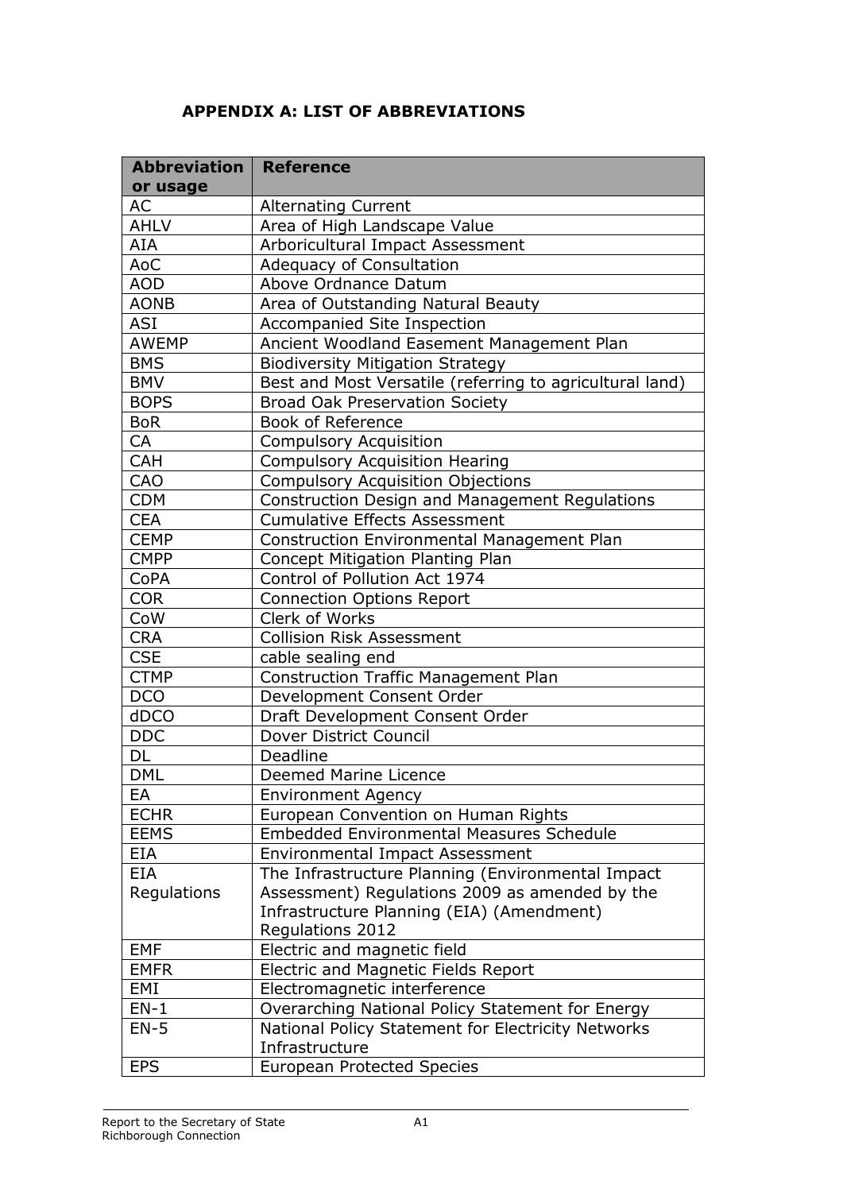## APPENDIX A: LIST OF ABBREVIATIONS

| Abbreviation or usage | Reference |
|---|---|
| AC | Alternating Current |
| AHLV | Area of High Landscape Value |
| AIA | Arboricultural Impact Assessment |
| AoC | Adequacy of Consultation |
| AOD | Above Ordnance Datum |
| AONB | Area of Outstanding Natural Beauty |
| ASI | Accompanied Site Inspection |
| AWEMP | Ancient Woodland Easement Management Plan |
| BMS | Biodiversity Mitigation Strategy |
| BMV | Best and Most Versatile (referring to agricultural land) |
| BOPS | Broad Oak Preservation Society |
| BoR | Book of Reference |
| CA | Compulsory Acquisition |
| CAH | Compulsory Acquisition Hearing |
| CAO | Compulsory Acquisition Objections |
| CDM | Construction Design and Management Regulations |
| CEA | Cumulative Effects Assessment |
| CEMP | Construction Environmental Management Plan |
| CMPP | Concept Mitigation Planting Plan |
| CoPA | Control of Pollution Act 1974 |
| COR | Connection Options Report |
| CoW | Clerk of Works |
| CRA | Collision Risk Assessment |
| CSE | cable sealing end |
| CTMP | Construction Traffic Management Plan |
| DCO | Development Consent Order |
| dDCO | Draft Development Consent Order |
| DDC | Dover District Council |
| DL | Deadline |
| DML | Deemed Marine Licence |
| EA | Environment Agency |
| ECHR | European Convention on Human Rights |
| EEMS | Embedded Environmental Measures Schedule |
| EIA | Environmental Impact Assessment |
| EIA Regulations | The Infrastructure Planning (Environmental Impact Assessment) Regulations 2009 as amended by the Infrastructure Planning (EIA) (Amendment) Regulations 2012 |
| EMF | Electric and magnetic field |
| EMFR | Electric and Magnetic Fields Report |
| EMI | Electromagnetic interference |
| EN-1 | Overarching National Policy Statement for Energy |
| EN-5 | National Policy Statement for Electricity Networks Infrastructure |
| EPS | European Protected Species |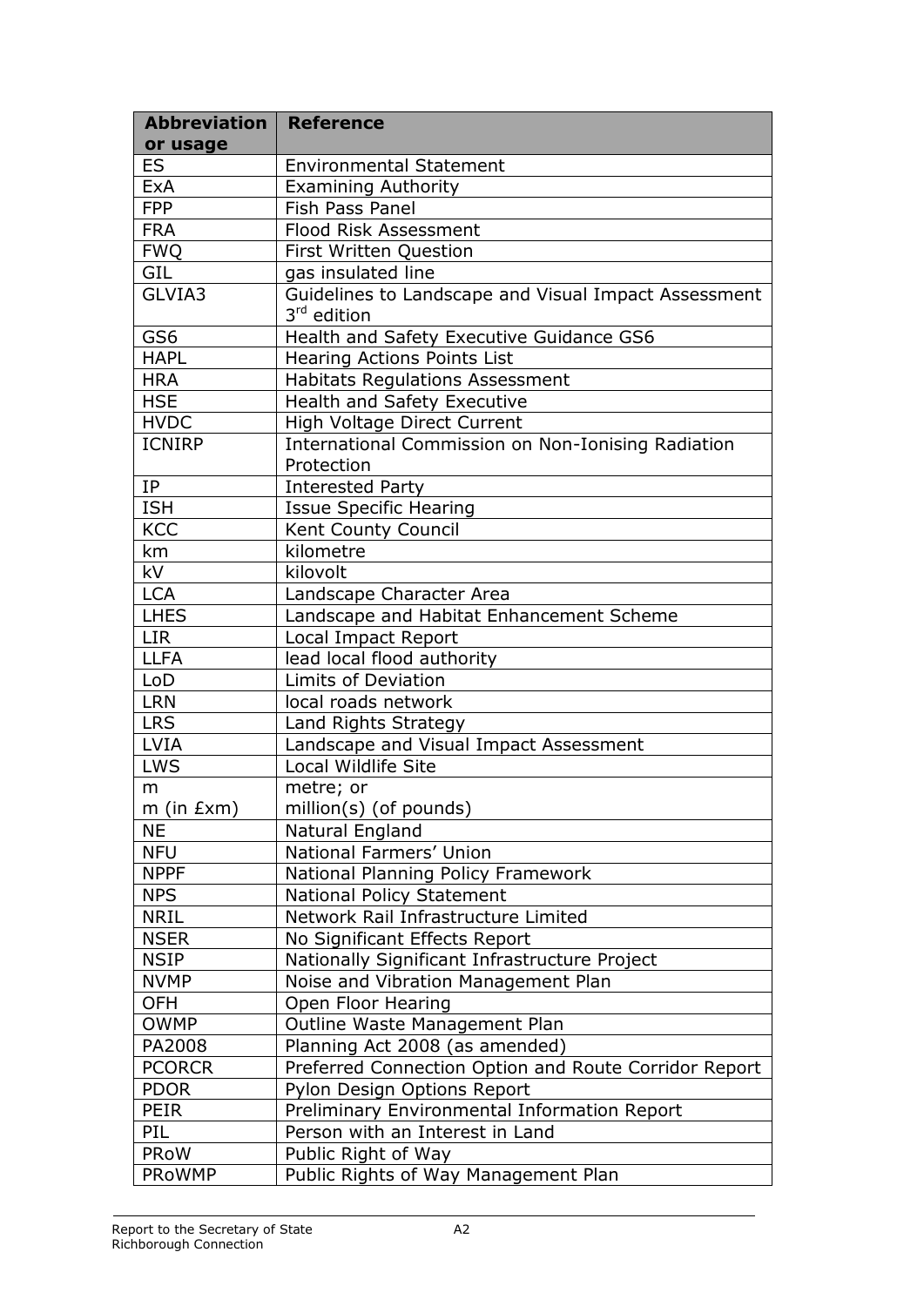| Abbreviation or usage | Reference |
|---|---|
| ES | Environmental Statement |
| ExA | Examining Authority |
| FPP | Fish Pass Panel |
| FRA | Flood Risk Assessment |
| FWQ | First Written Question |
| GIL | gas insulated line |
| GLVIA3 | Guidelines to Landscape and Visual Impact Assessment 3rd edition |
| GS6 | Health and Safety Executive Guidance GS6 |
| HAPL | Hearing Actions Points List |
| HRA | Habitats Regulations Assessment |
| HSE | Health and Safety Executive |
| HVDC | High Voltage Direct Current |
| ICNIRP | International Commission on Non-Ionising Radiation Protection |
| IP | Interested Party |
| ISH | Issue Specific Hearing |
| KCC | Kent County Council |
| km | kilometre |
| kV | kilovolt |
| LCA | Landscape Character Area |
| LHES | Landscape and Habitat Enhancement Scheme |
| LIR | Local Impact Report |
| LLFA | lead local flood authority |
| LoD | Limits of Deviation |
| LRN | local roads network |
| LRS | Land Rights Strategy |
| LVIA | Landscape and Visual Impact Assessment |
| LWS | Local Wildlife Site |
| m<br>m (in £xm) | metre; or<br>million(s) (of pounds) |
| NE | Natural England |
| NFU | National Farmers' Union |
| NPPF | National Planning Policy Framework |
| NPS | National Policy Statement |
| NRIL | Network Rail Infrastructure Limited |
| NSER | No Significant Effects Report |
| NSIP | Nationally Significant Infrastructure Project |
| NVMP | Noise and Vibration Management Plan |
| OFH | Open Floor Hearing |
| OWMP | Outline Waste Management Plan |
| PA2008 | Planning Act 2008 (as amended) |
| PCORCR | Preferred Connection Option and Route Corridor Report |
| PDOR | Pylon Design Options Report |
| PEIR | Preliminary Environmental Information Report |
| PIL | Person with an Interest in Land |
| PRoW | Public Right of Way |
| PRoWMP | Public Rights of Way Management Plan |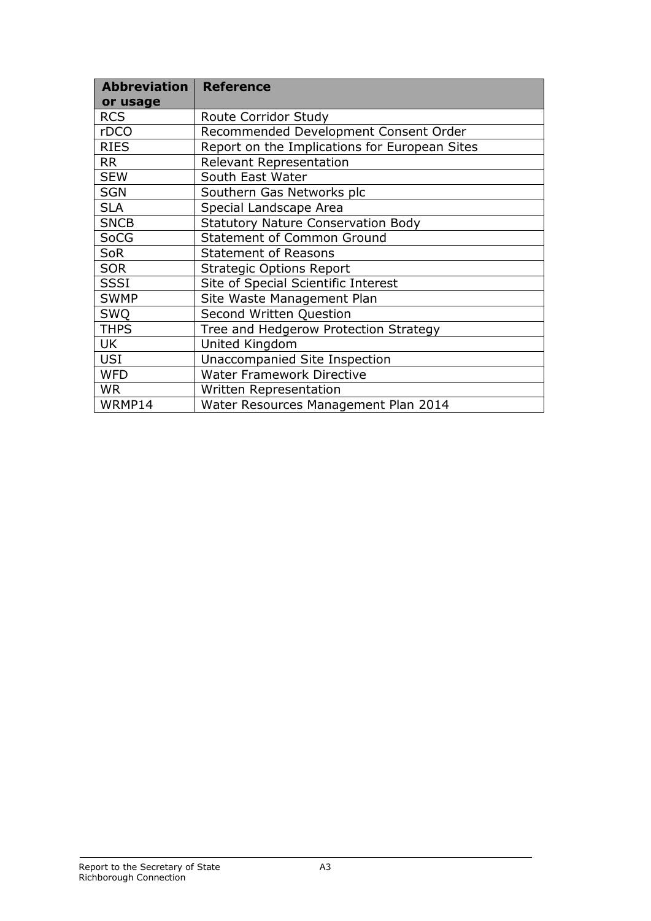| Abbreviation or usage | Reference |
|---|---|
| RCS | Route Corridor Study |
| rDCO | Recommended Development Consent Order |
| RIES | Report on the Implications for European Sites |
| RR | Relevant Representation |
| SEW | South East Water |
| SGN | Southern Gas Networks plc |
| SLA | Special Landscape Area |
| SNCB | Statutory Nature Conservation Body |
| SoCG | Statement of Common Ground |
| SoR | Statement of Reasons |
| SOR | Strategic Options Report |
| SSSI | Site of Special Scientific Interest |
| SWMP | Site Waste Management Plan |
| SWQ | Second Written Question |
| THPS | Tree and Hedgerow Protection Strategy |
| UK | United Kingdom |
| USI | Unaccompanied Site Inspection |
| WFD | Water Framework Directive |
| WR | Written Representation |
| WRMP14 | Water Resources Management Plan 2014 |